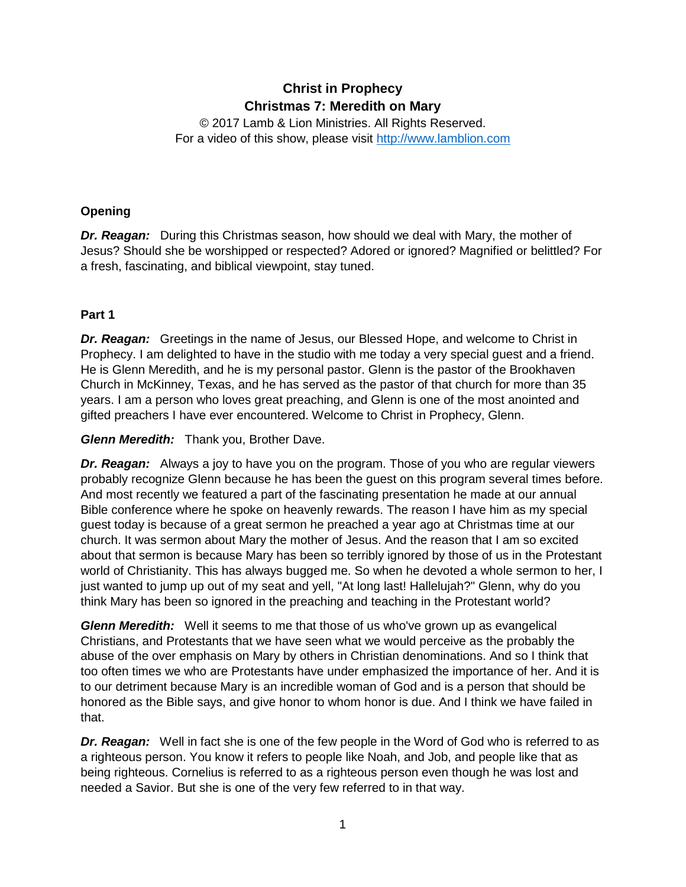# Christ in Prophecy
## Christmas 7: Meredith on Mary

© 2017 Lamb & Lion Ministries. All Rights Reserved.
For a video of this show, please visit http://www.lamblion.com

### Opening

***Dr. Reagan:*** During this Christmas season, how should we deal with Mary, the mother of Jesus? Should she be worshipped or respected? Adored or ignored? Magnified or belittled? For a fresh, fascinating, and biblical viewpoint, stay tuned.

### Part 1

***Dr. Reagan:*** Greetings in the name of Jesus, our Blessed Hope, and welcome to Christ in Prophecy. I am delighted to have in the studio with me today a very special guest and a friend. He is Glenn Meredith, and he is my personal pastor. Glenn is the pastor of the Brookhaven Church in McKinney, Texas, and he has served as the pastor of that church for more than 35 years. I am a person who loves great preaching, and Glenn is one of the most anointed and gifted preachers I have ever encountered. Welcome to Christ in Prophecy, Glenn.

***Glenn Meredith:*** Thank you, Brother Dave.

***Dr. Reagan:*** Always a joy to have you on the program. Those of you who are regular viewers probably recognize Glenn because he has been the guest on this program several times before. And most recently we featured a part of the fascinating presentation he made at our annual Bible conference where he spoke on heavenly rewards. The reason I have him as my special guest today is because of a great sermon he preached a year ago at Christmas time at our church. It was sermon about Mary the mother of Jesus. And the reason that I am so excited about that sermon is because Mary has been so terribly ignored by those of us in the Protestant world of Christianity. This has always bugged me. So when he devoted a whole sermon to her, I just wanted to jump up out of my seat and yell, "At long last! Hallelujah?" Glenn, why do you think Mary has been so ignored in the preaching and teaching in the Protestant world?

***Glenn Meredith:*** Well it seems to me that those of us who've grown up as evangelical Christians, and Protestants that we have seen what we would perceive as the probably the abuse of the over emphasis on Mary by others in Christian denominations. And so I think that too often times we who are Protestants have under emphasized the importance of her. And it is to our detriment because Mary is an incredible woman of God and is a person that should be honored as the Bible says, and give honor to whom honor is due. And I think we have failed in that.

***Dr. Reagan:*** Well in fact she is one of the few people in the Word of God who is referred to as a righteous person. You know it refers to people like Noah, and Job, and people like that as being righteous. Cornelius is referred to as a righteous person even though he was lost and needed a Savior. But she is one of the very few referred to in that way.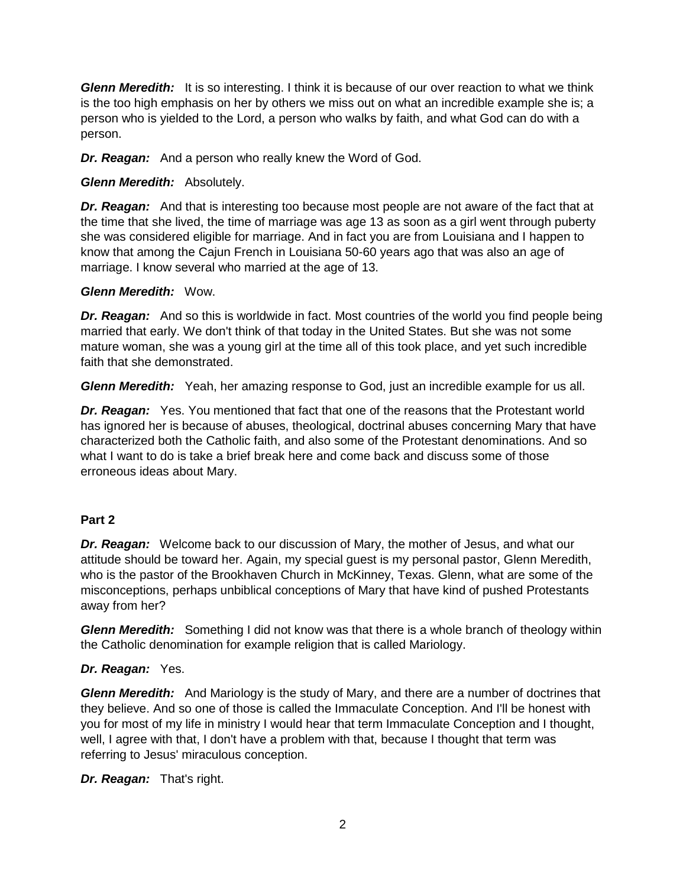***Glenn Meredith:*** It is so interesting. I think it is because of our over reaction to what we think is the too high emphasis on her by others we miss out on what an incredible example she is; a person who is yielded to the Lord, a person who walks by faith, and what God can do with a person.

***Dr. Reagan:*** And a person who really knew the Word of God.

***Glenn Meredith:*** Absolutely.

***Dr. Reagan:*** And that is interesting too because most people are not aware of the fact that at the time that she lived, the time of marriage was age 13 as soon as a girl went through puberty she was considered eligible for marriage. And in fact you are from Louisiana and I happen to know that among the Cajun French in Louisiana 50-60 years ago that was also an age of marriage. I know several who married at the age of 13.

***Glenn Meredith:*** Wow.

***Dr. Reagan:*** And so this is worldwide in fact. Most countries of the world you find people being married that early. We don't think of that today in the United States. But she was not some mature woman, she was a young girl at the time all of this took place, and yet such incredible faith that she demonstrated.

***Glenn Meredith:*** Yeah, her amazing response to God, just an incredible example for us all.

***Dr. Reagan:*** Yes. You mentioned that fact that one of the reasons that the Protestant world has ignored her is because of abuses, theological, doctrinal abuses concerning Mary that have characterized both the Catholic faith, and also some of the Protestant denominations. And so what I want to do is take a brief break here and come back and discuss some of those erroneous ideas about Mary.

**Part 2**

***Dr. Reagan:*** Welcome back to our discussion of Mary, the mother of Jesus, and what our attitude should be toward her. Again, my special guest is my personal pastor, Glenn Meredith, who is the pastor of the Brookhaven Church in McKinney, Texas. Glenn, what are some of the misconceptions, perhaps unbiblical conceptions of Mary that have kind of pushed Protestants away from her?

***Glenn Meredith:*** Something I did not know was that there is a whole branch of theology within the Catholic denomination for example religion that is called Mariology.

***Dr. Reagan:*** Yes.

***Glenn Meredith:*** And Mariology is the study of Mary, and there are a number of doctrines that they believe. And so one of those is called the Immaculate Conception. And I'll be honest with you for most of my life in ministry I would hear that term Immaculate Conception and I thought, well, I agree with that, I don't have a problem with that, because I thought that term was referring to Jesus' miraculous conception.

***Dr. Reagan:*** That's right.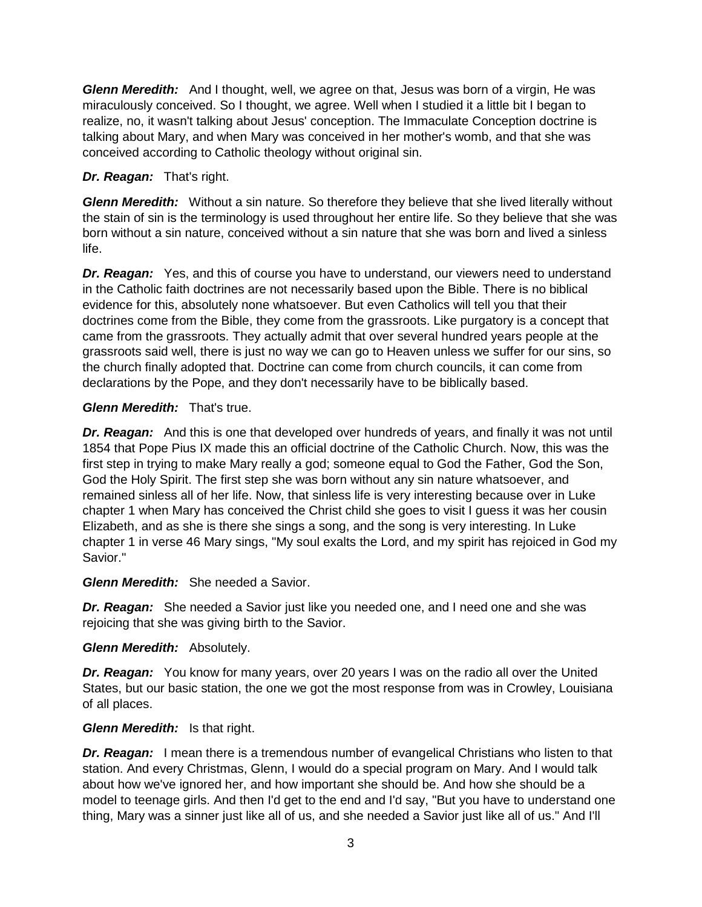***Glenn Meredith:*** And I thought, well, we agree on that, Jesus was born of a virgin, He was miraculously conceived. So I thought, we agree. Well when I studied it a little bit I began to realize, no, it wasn't talking about Jesus' conception. The Immaculate Conception doctrine is talking about Mary, and when Mary was conceived in her mother's womb, and that she was conceived according to Catholic theology without original sin.

***Dr. Reagan:*** That's right.

***Glenn Meredith:*** Without a sin nature. So therefore they believe that she lived literally without the stain of sin is the terminology is used throughout her entire life. So they believe that she was born without a sin nature, conceived without a sin nature that she was born and lived a sinless life.

***Dr. Reagan:*** Yes, and this of course you have to understand, our viewers need to understand in the Catholic faith doctrines are not necessarily based upon the Bible. There is no biblical evidence for this, absolutely none whatsoever. But even Catholics will tell you that their doctrines come from the Bible, they come from the grassroots. Like purgatory is a concept that came from the grassroots. They actually admit that over several hundred years people at the grassroots said well, there is just no way we can go to Heaven unless we suffer for our sins, so the church finally adopted that. Doctrine can come from church councils, it can come from declarations by the Pope, and they don't necessarily have to be biblically based.

***Glenn Meredith:*** That's true.

***Dr. Reagan:*** And this is one that developed over hundreds of years, and finally it was not until 1854 that Pope Pius IX made this an official doctrine of the Catholic Church. Now, this was the first step in trying to make Mary really a god; someone equal to God the Father, God the Son, God the Holy Spirit. The first step she was born without any sin nature whatsoever, and remained sinless all of her life. Now, that sinless life is very interesting because over in Luke chapter 1 when Mary has conceived the Christ child she goes to visit I guess it was her cousin Elizabeth, and as she is there she sings a song, and the song is very interesting. In Luke chapter 1 in verse 46 Mary sings, "My soul exalts the Lord, and my spirit has rejoiced in God my Savior."

***Glenn Meredith:*** She needed a Savior.

***Dr. Reagan:*** She needed a Savior just like you needed one, and I need one and she was rejoicing that she was giving birth to the Savior.

***Glenn Meredith:*** Absolutely.

***Dr. Reagan:*** You know for many years, over 20 years I was on the radio all over the United States, but our basic station, the one we got the most response from was in Crowley, Louisiana of all places.

***Glenn Meredith:*** Is that right.

***Dr. Reagan:*** I mean there is a tremendous number of evangelical Christians who listen to that station. And every Christmas, Glenn, I would do a special program on Mary. And I would talk about how we've ignored her, and how important she should be. And how she should be a model to teenage girls. And then I'd get to the end and I'd say, "But you have to understand one thing, Mary was a sinner just like all of us, and she needed a Savior just like all of us." And I'll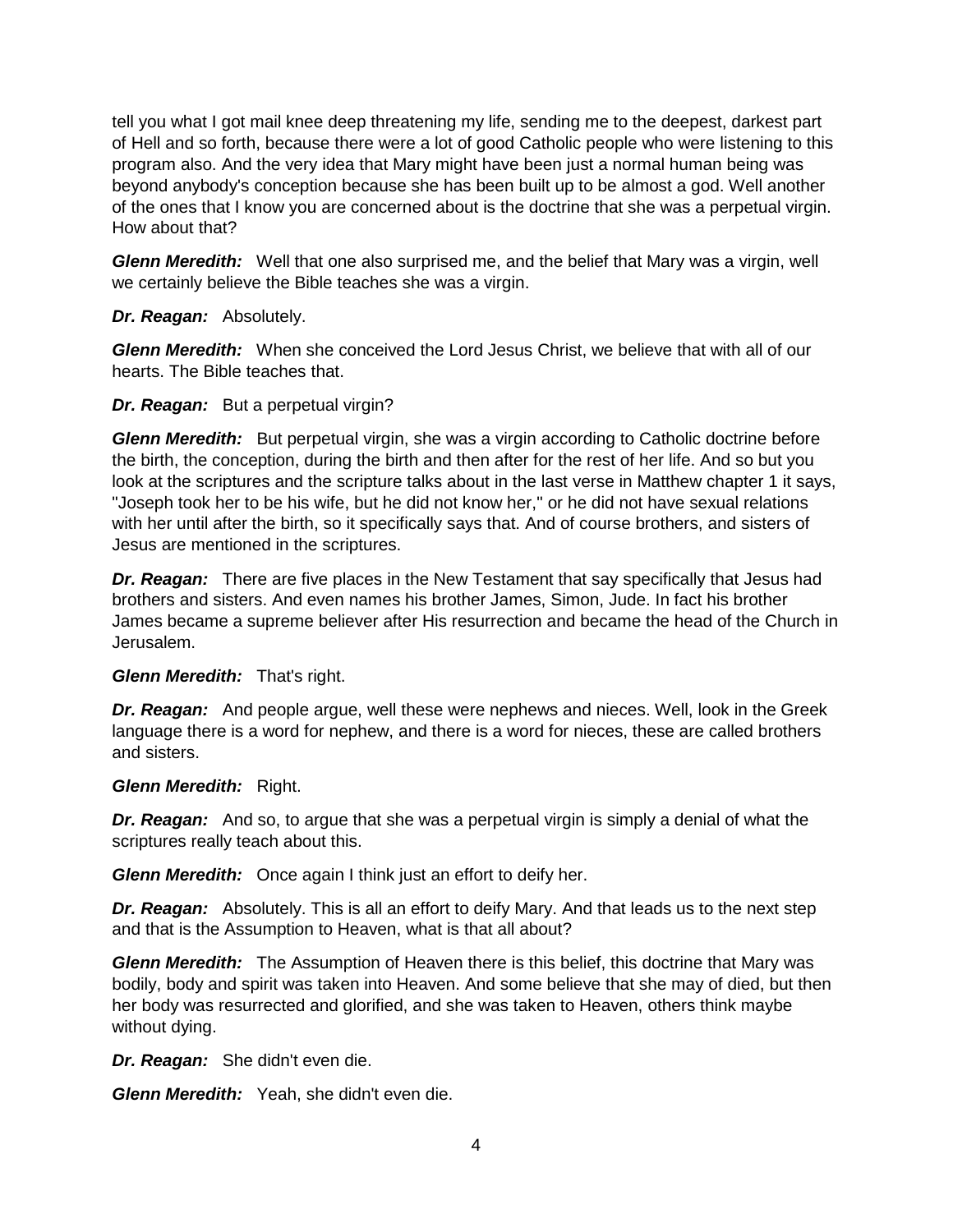tell you what I got mail knee deep threatening my life, sending me to the deepest, darkest part of Hell and so forth, because there were a lot of good Catholic people who were listening to this program also. And the very idea that Mary might have been just a normal human being was beyond anybody's conception because she has been built up to be almost a god. Well another of the ones that I know you are concerned about is the doctrine that she was a perpetual virgin. How about that?

***Glenn Meredith:*** Well that one also surprised me, and the belief that Mary was a virgin, well we certainly believe the Bible teaches she was a virgin.

***Dr. Reagan:*** Absolutely.

***Glenn Meredith:*** When she conceived the Lord Jesus Christ, we believe that with all of our hearts. The Bible teaches that.

***Dr. Reagan:*** But a perpetual virgin?

***Glenn Meredith:*** But perpetual virgin, she was a virgin according to Catholic doctrine before the birth, the conception, during the birth and then after for the rest of her life. And so but you look at the scriptures and the scripture talks about in the last verse in Matthew chapter 1 it says, "Joseph took her to be his wife, but he did not know her," or he did not have sexual relations with her until after the birth, so it specifically says that. And of course brothers, and sisters of Jesus are mentioned in the scriptures.

***Dr. Reagan:*** There are five places in the New Testament that say specifically that Jesus had brothers and sisters. And even names his brother James, Simon, Jude. In fact his brother James became a supreme believer after His resurrection and became the head of the Church in Jerusalem.

***Glenn Meredith:*** That's right.

***Dr. Reagan:*** And people argue, well these were nephews and nieces. Well, look in the Greek language there is a word for nephew, and there is a word for nieces, these are called brothers and sisters.

***Glenn Meredith:*** Right.

***Dr. Reagan:*** And so, to argue that she was a perpetual virgin is simply a denial of what the scriptures really teach about this.

***Glenn Meredith:*** Once again I think just an effort to deify her.

***Dr. Reagan:*** Absolutely. This is all an effort to deify Mary. And that leads us to the next step and that is the Assumption to Heaven, what is that all about?

***Glenn Meredith:*** The Assumption of Heaven there is this belief, this doctrine that Mary was bodily, body and spirit was taken into Heaven. And some believe that she may of died, but then her body was resurrected and glorified, and she was taken to Heaven, others think maybe without dying.

***Dr. Reagan:*** She didn't even die.

***Glenn Meredith:*** Yeah, she didn't even die.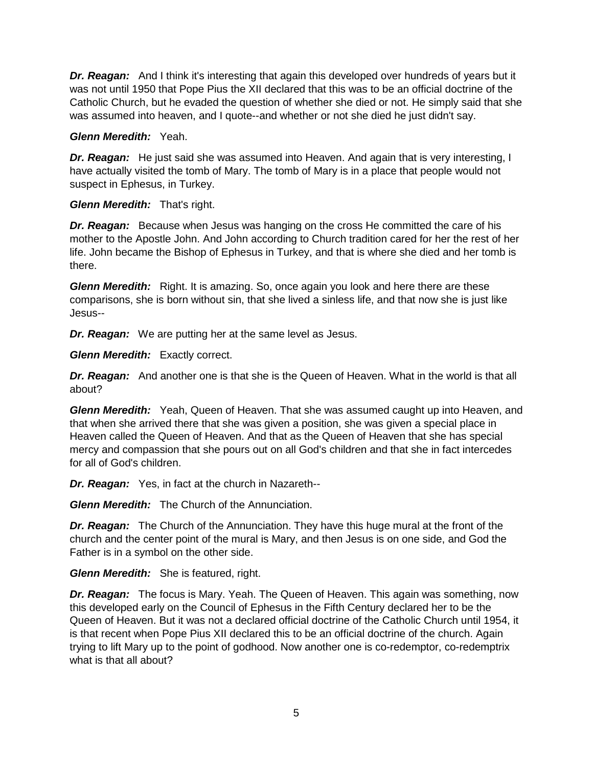***Dr. Reagan:*** And I think it's interesting that again this developed over hundreds of years but it was not until 1950 that Pope Pius the XII declared that this was to be an official doctrine of the Catholic Church, but he evaded the question of whether she died or not. He simply said that she was assumed into heaven, and I quote--and whether or not she died he just didn't say.

***Glenn Meredith:*** Yeah.

***Dr. Reagan:*** He just said she was assumed into Heaven. And again that is very interesting, I have actually visited the tomb of Mary. The tomb of Mary is in a place that people would not suspect in Ephesus, in Turkey.

***Glenn Meredith:*** That's right.

***Dr. Reagan:*** Because when Jesus was hanging on the cross He committed the care of his mother to the Apostle John. And John according to Church tradition cared for her the rest of her life. John became the Bishop of Ephesus in Turkey, and that is where she died and her tomb is there.

***Glenn Meredith:*** Right. It is amazing. So, once again you look and here there are these comparisons, she is born without sin, that she lived a sinless life, and that now she is just like Jesus--

***Dr. Reagan:*** We are putting her at the same level as Jesus.

***Glenn Meredith:*** Exactly correct.

***Dr. Reagan:*** And another one is that she is the Queen of Heaven. What in the world is that all about?

***Glenn Meredith:*** Yeah, Queen of Heaven. That she was assumed caught up into Heaven, and that when she arrived there that she was given a position, she was given a special place in Heaven called the Queen of Heaven. And that as the Queen of Heaven that she has special mercy and compassion that she pours out on all God's children and that she in fact intercedes for all of God's children.

***Dr. Reagan:*** Yes, in fact at the church in Nazareth--

***Glenn Meredith:*** The Church of the Annunciation.

***Dr. Reagan:*** The Church of the Annunciation. They have this huge mural at the front of the church and the center point of the mural is Mary, and then Jesus is on one side, and God the Father is in a symbol on the other side.

***Glenn Meredith:*** She is featured, right.

***Dr. Reagan:*** The focus is Mary. Yeah. The Queen of Heaven. This again was something, now this developed early on the Council of Ephesus in the Fifth Century declared her to be the Queen of Heaven. But it was not a declared official doctrine of the Catholic Church until 1954, it is that recent when Pope Pius XII declared this to be an official doctrine of the church. Again trying to lift Mary up to the point of godhood. Now another one is co-redemptor, co-redemptrix what is that all about?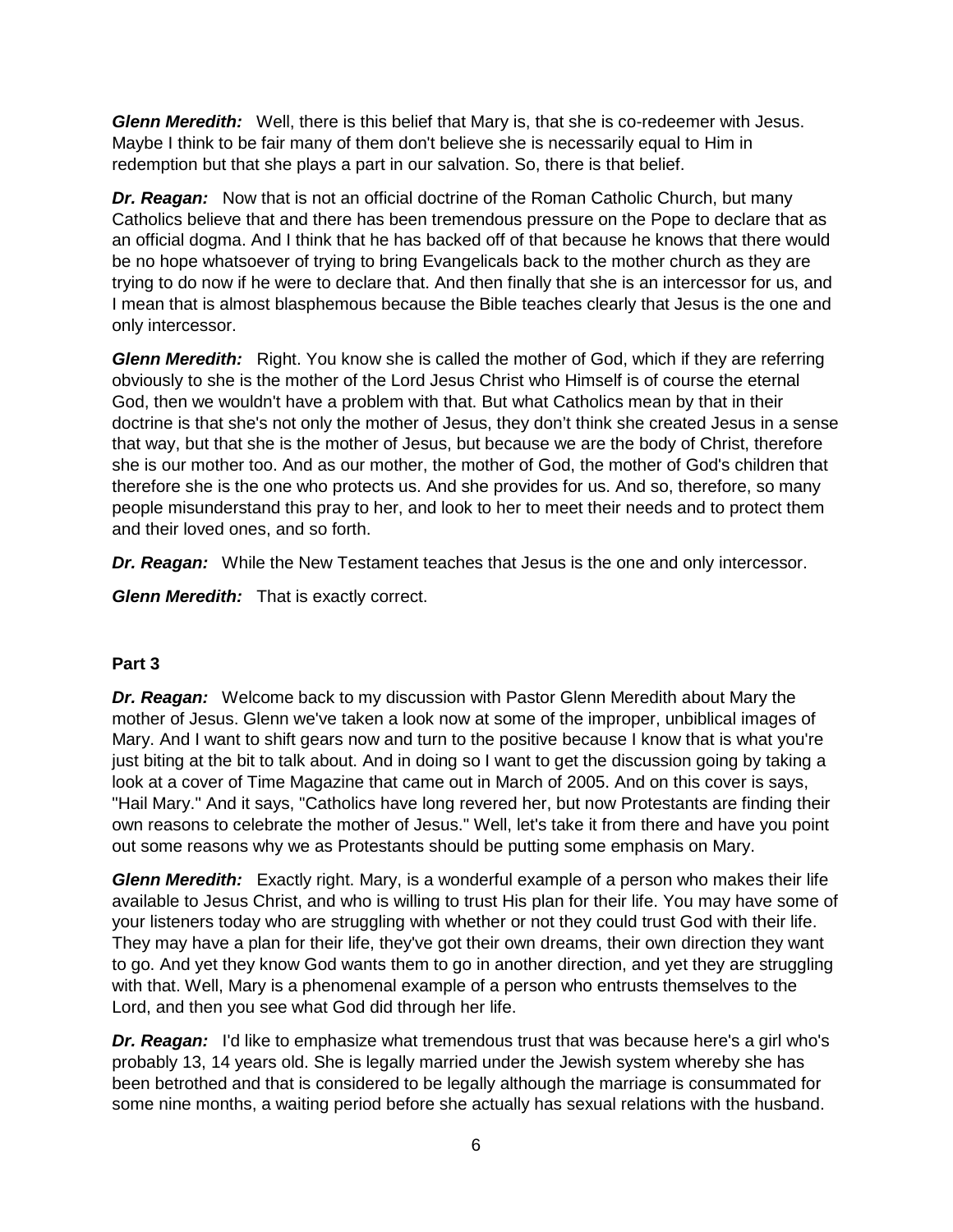***Glenn Meredith:*** Well, there is this belief that Mary is, that she is co-redeemer with Jesus. Maybe I think to be fair many of them don't believe she is necessarily equal to Him in redemption but that she plays a part in our salvation. So, there is that belief.

***Dr. Reagan:*** Now that is not an official doctrine of the Roman Catholic Church, but many Catholics believe that and there has been tremendous pressure on the Pope to declare that as an official dogma. And I think that he has backed off of that because he knows that there would be no hope whatsoever of trying to bring Evangelicals back to the mother church as they are trying to do now if he were to declare that. And then finally that she is an intercessor for us, and I mean that is almost blasphemous because the Bible teaches clearly that Jesus is the one and only intercessor.

***Glenn Meredith:*** Right. You know she is called the mother of God, which if they are referring obviously to she is the mother of the Lord Jesus Christ who Himself is of course the eternal God, then we wouldn't have a problem with that. But what Catholics mean by that in their doctrine is that she's not only the mother of Jesus, they don't think she created Jesus in a sense that way, but that she is the mother of Jesus, but because we are the body of Christ, therefore she is our mother too. And as our mother, the mother of God, the mother of God's children that therefore she is the one who protects us. And she provides for us. And so, therefore, so many people misunderstand this pray to her, and look to her to meet their needs and to protect them and their loved ones, and so forth.

***Dr. Reagan:*** While the New Testament teaches that Jesus is the one and only intercessor.

***Glenn Meredith:*** That is exactly correct.

**Part 3**

***Dr. Reagan:*** Welcome back to my discussion with Pastor Glenn Meredith about Mary the mother of Jesus. Glenn we've taken a look now at some of the improper, unbiblical images of Mary. And I want to shift gears now and turn to the positive because I know that is what you're just biting at the bit to talk about. And in doing so I want to get the discussion going by taking a look at a cover of Time Magazine that came out in March of 2005. And on this cover is says, "Hail Mary." And it says, "Catholics have long revered her, but now Protestants are finding their own reasons to celebrate the mother of Jesus." Well, let's take it from there and have you point out some reasons why we as Protestants should be putting some emphasis on Mary.

***Glenn Meredith:*** Exactly right. Mary, is a wonderful example of a person who makes their life available to Jesus Christ, and who is willing to trust His plan for their life. You may have some of your listeners today who are struggling with whether or not they could trust God with their life. They may have a plan for their life, they've got their own dreams, their own direction they want to go. And yet they know God wants them to go in another direction, and yet they are struggling with that. Well, Mary is a phenomenal example of a person who entrusts themselves to the Lord, and then you see what God did through her life.

***Dr. Reagan:*** I'd like to emphasize what tremendous trust that was because here's a girl who's probably 13, 14 years old. She is legally married under the Jewish system whereby she has been betrothed and that is considered to be legally although the marriage is consummated for some nine months, a waiting period before she actually has sexual relations with the husband.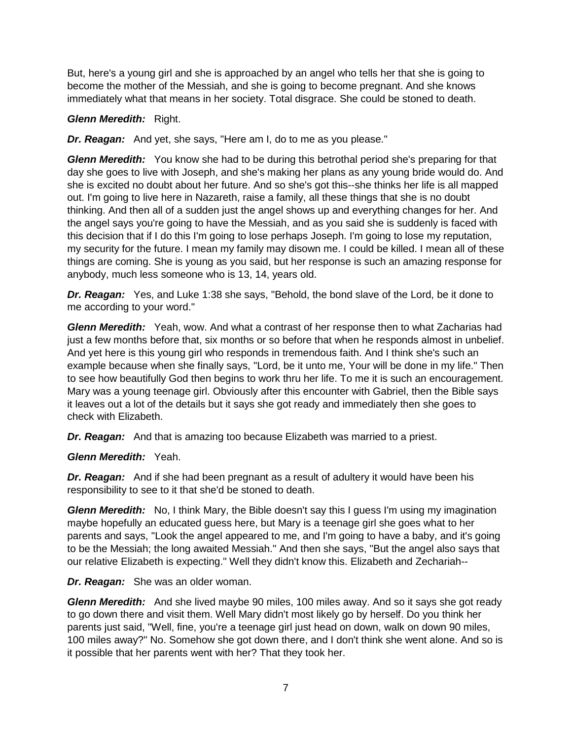But, here's a young girl and she is approached by an angel who tells her that she is going to become the mother of the Messiah, and she is going to become pregnant. And she knows immediately what that means in her society. Total disgrace. She could be stoned to death.

***Glenn Meredith:*** Right.

***Dr. Reagan:*** And yet, she says, "Here am I, do to me as you please."

***Glenn Meredith:*** You know she had to be during this betrothal period she's preparing for that day she goes to live with Joseph, and she's making her plans as any young bride would do. And she is excited no doubt about her future. And so she's got this--she thinks her life is all mapped out. I'm going to live here in Nazareth, raise a family, all these things that she is no doubt thinking. And then all of a sudden just the angel shows up and everything changes for her. And the angel says you're going to have the Messiah, and as you said she is suddenly is faced with this decision that if I do this I'm going to lose perhaps Joseph. I'm going to lose my reputation, my security for the future. I mean my family may disown me. I could be killed. I mean all of these things are coming. She is young as you said, but her response is such an amazing response for anybody, much less someone who is 13, 14, years old.

***Dr. Reagan:*** Yes, and Luke 1:38 she says, "Behold, the bond slave of the Lord, be it done to me according to your word."

***Glenn Meredith:*** Yeah, wow. And what a contrast of her response then to what Zacharias had just a few months before that, six months or so before that when he responds almost in unbelief. And yet here is this young girl who responds in tremendous faith. And I think she's such an example because when she finally says, "Lord, be it unto me, Your will be done in my life." Then to see how beautifully God then begins to work thru her life. To me it is such an encouragement. Mary was a young teenage girl. Obviously after this encounter with Gabriel, then the Bible says it leaves out a lot of the details but it says she got ready and immediately then she goes to check with Elizabeth.

***Dr. Reagan:*** And that is amazing too because Elizabeth was married to a priest.

***Glenn Meredith:*** Yeah.

***Dr. Reagan:*** And if she had been pregnant as a result of adultery it would have been his responsibility to see to it that she'd be stoned to death.

***Glenn Meredith:*** No, I think Mary, the Bible doesn't say this I guess I'm using my imagination maybe hopefully an educated guess here, but Mary is a teenage girl she goes what to her parents and says, "Look the angel appeared to me, and I'm going to have a baby, and it's going to be the Messiah; the long awaited Messiah." And then she says, "But the angel also says that our relative Elizabeth is expecting." Well they didn't know this. Elizabeth and Zechariah--

***Dr. Reagan:*** She was an older woman.

***Glenn Meredith:*** And she lived maybe 90 miles, 100 miles away. And so it says she got ready to go down there and visit them. Well Mary didn't most likely go by herself. Do you think her parents just said, "Well, fine, you're a teenage girl just head on down, walk on down 90 miles, 100 miles away?" No. Somehow she got down there, and I don't think she went alone. And so is it possible that her parents went with her? That they took her.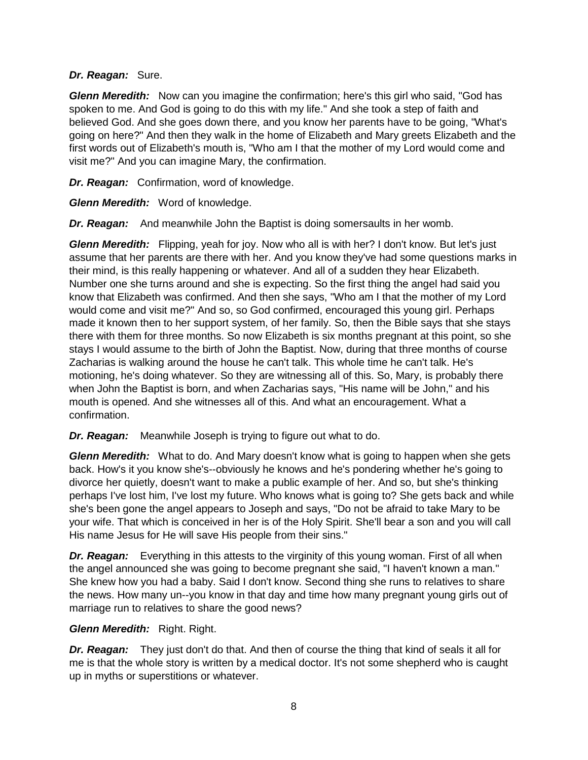***Dr. Reagan:*** Sure.

***Glenn Meredith:*** Now can you imagine the confirmation; here's this girl who said, "God has spoken to me. And God is going to do this with my life." And she took a step of faith and believed God. And she goes down there, and you know her parents have to be going, "What's going on here?" And then they walk in the home of Elizabeth and Mary greets Elizabeth and the first words out of Elizabeth's mouth is, "Who am I that the mother of my Lord would come and visit me?" And you can imagine Mary, the confirmation.

***Dr. Reagan:*** Confirmation, word of knowledge.

***Glenn Meredith:*** Word of knowledge.

***Dr. Reagan:*** And meanwhile John the Baptist is doing somersaults in her womb.

***Glenn Meredith:*** Flipping, yeah for joy. Now who all is with her? I don't know. But let's just assume that her parents are there with her. And you know they've had some questions marks in their mind, is this really happening or whatever. And all of a sudden they hear Elizabeth. Number one she turns around and she is expecting. So the first thing the angel had said you know that Elizabeth was confirmed. And then she says, "Who am I that the mother of my Lord would come and visit me?" And so, so God confirmed, encouraged this young girl. Perhaps made it known then to her support system, of her family. So, then the Bible says that she stays there with them for three months. So now Elizabeth is six months pregnant at this point, so she stays I would assume to the birth of John the Baptist. Now, during that three months of course Zacharias is walking around the house he can't talk. This whole time he can't talk. He's motioning, he's doing whatever. So they are witnessing all of this. So, Mary, is probably there when John the Baptist is born, and when Zacharias says, "His name will be John," and his mouth is opened. And she witnesses all of this. And what an encouragement. What a confirmation.

***Dr. Reagan:*** Meanwhile Joseph is trying to figure out what to do.

***Glenn Meredith:*** What to do. And Mary doesn't know what is going to happen when she gets back. How's it you know she's--obviously he knows and he's pondering whether he's going to divorce her quietly, doesn't want to make a public example of her. And so, but she's thinking perhaps I've lost him, I've lost my future. Who knows what is going to? She gets back and while she's been gone the angel appears to Joseph and says, "Do not be afraid to take Mary to be your wife. That which is conceived in her is of the Holy Spirit. She'll bear a son and you will call His name Jesus for He will save His people from their sins."

***Dr. Reagan:*** Everything in this attests to the virginity of this young woman. First of all when the angel announced she was going to become pregnant she said, "I haven't known a man." She knew how you had a baby. Said I don't know. Second thing she runs to relatives to share the news. How many un--you know in that day and time how many pregnant young girls out of marriage run to relatives to share the good news?

***Glenn Meredith:*** Right. Right.

***Dr. Reagan:*** They just don't do that. And then of course the thing that kind of seals it all for me is that the whole story is written by a medical doctor. It's not some shepherd who is caught up in myths or superstitions or whatever.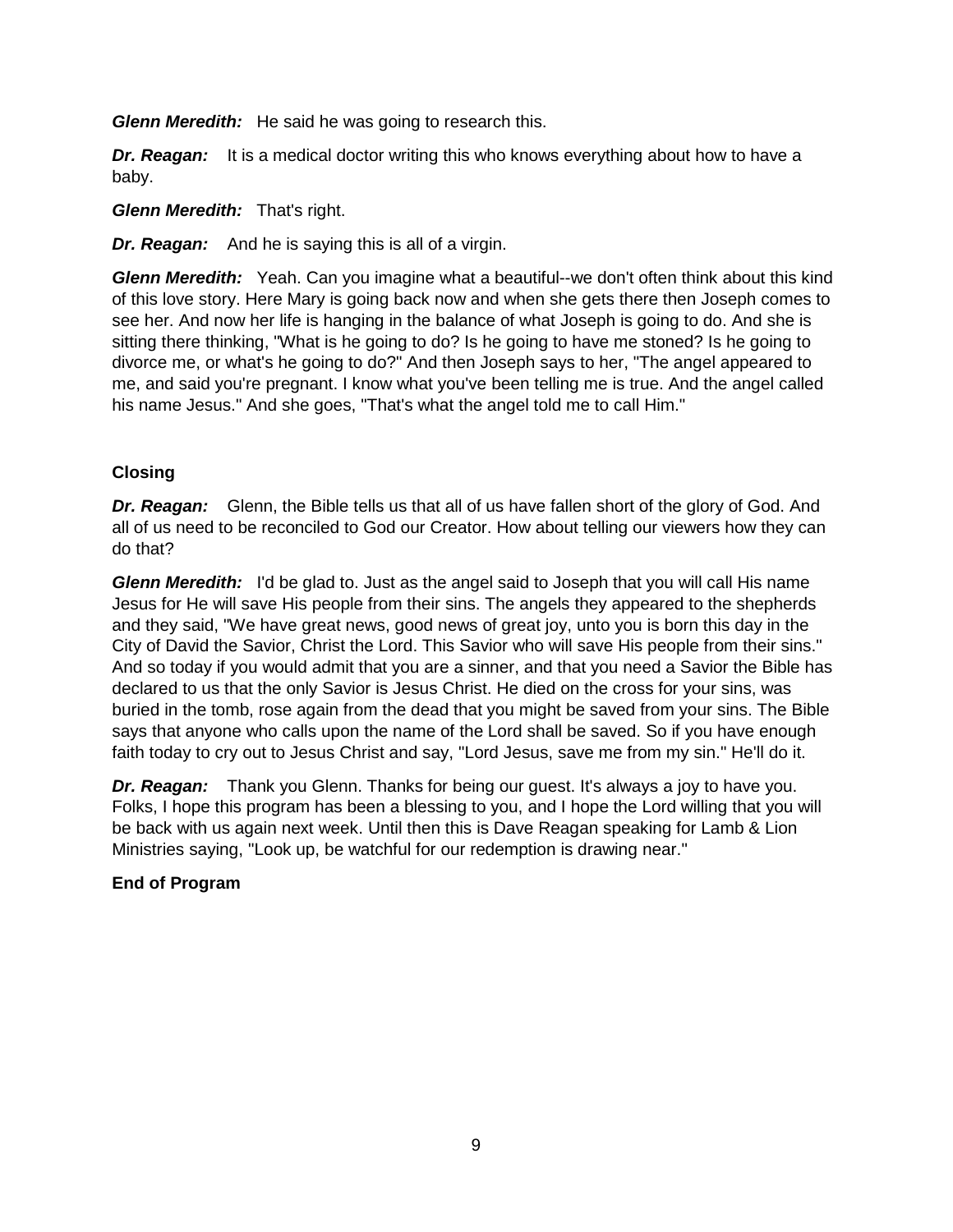***Glenn Meredith:*** He said he was going to research this.

***Dr. Reagan:*** It is a medical doctor writing this who knows everything about how to have a baby.

***Glenn Meredith:*** That's right.

***Dr. Reagan:*** And he is saying this is all of a virgin.

***Glenn Meredith:*** Yeah. Can you imagine what a beautiful--we don't often think about this kind of this love story. Here Mary is going back now and when she gets there then Joseph comes to see her. And now her life is hanging in the balance of what Joseph is going to do. And she is sitting there thinking, "What is he going to do? Is he going to have me stoned? Is he going to divorce me, or what's he going to do?" And then Joseph says to her, "The angel appeared to me, and said you're pregnant. I know what you've been telling me is true. And the angel called his name Jesus." And she goes, "That's what the angel told me to call Him."

**Closing**

***Dr. Reagan:*** Glenn, the Bible tells us that all of us have fallen short of the glory of God. And all of us need to be reconciled to God our Creator. How about telling our viewers how they can do that?

***Glenn Meredith:*** I'd be glad to. Just as the angel said to Joseph that you will call His name Jesus for He will save His people from their sins. The angels they appeared to the shepherds and they said, "We have great news, good news of great joy, unto you is born this day in the City of David the Savior, Christ the Lord. This Savior who will save His people from their sins." And so today if you would admit that you are a sinner, and that you need a Savior the Bible has declared to us that the only Savior is Jesus Christ. He died on the cross for your sins, was buried in the tomb, rose again from the dead that you might be saved from your sins. The Bible says that anyone who calls upon the name of the Lord shall be saved. So if you have enough faith today to cry out to Jesus Christ and say, "Lord Jesus, save me from my sin." He'll do it.

***Dr. Reagan:*** Thank you Glenn. Thanks for being our guest. It's always a joy to have you. Folks, I hope this program has been a blessing to you, and I hope the Lord willing that you will be back with us again next week. Until then this is Dave Reagan speaking for Lamb & Lion Ministries saying, "Look up, be watchful for our redemption is drawing near."

**End of Program**